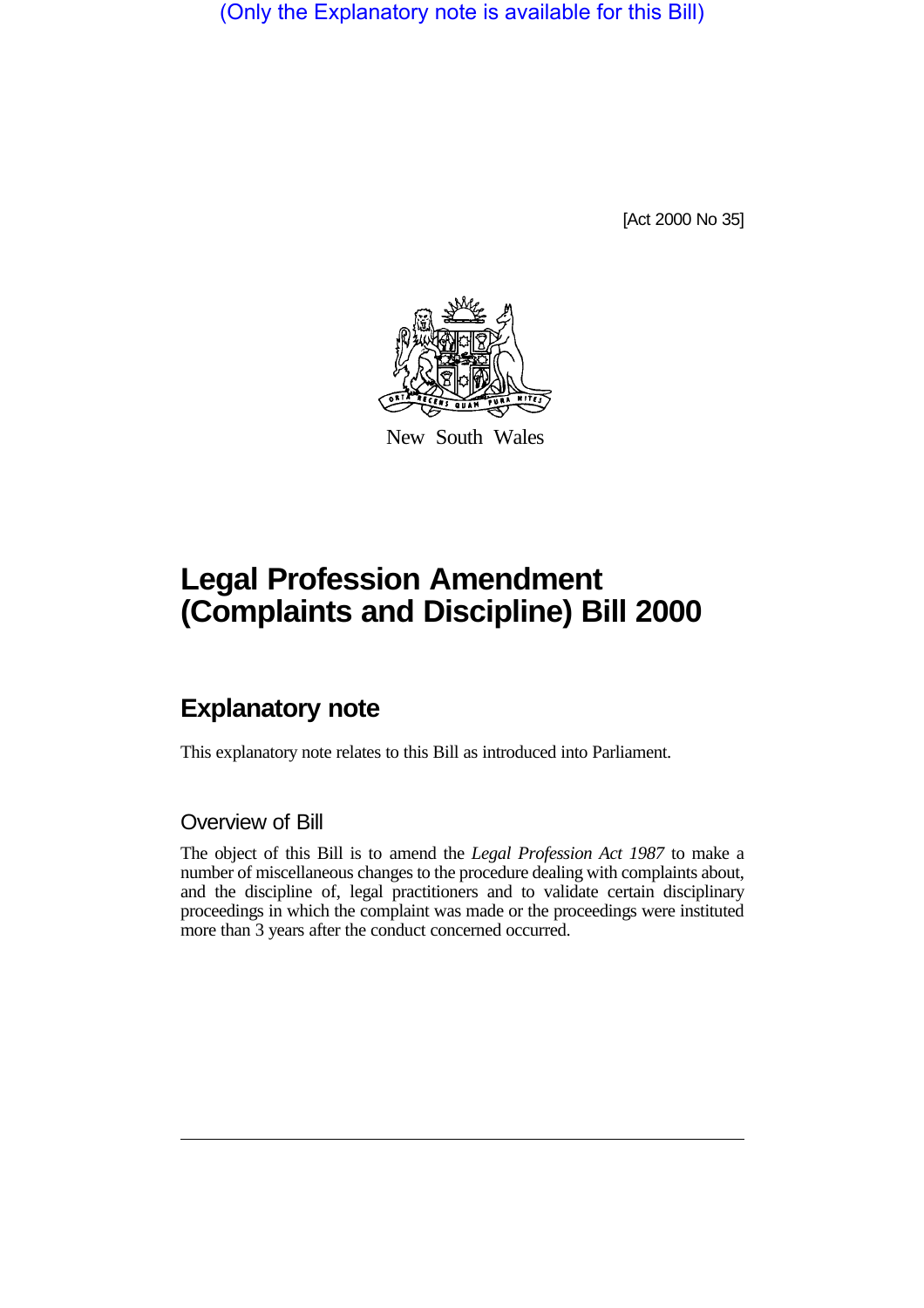(Only the Explanatory note is available for this Bill)

[Act 2000 No 35]

New South Wales

# Legal Profession Amendment (Complaints and Discipline) Bill 2000

## Explanatory note

This explanatory note relates to this Bill as introduced into Parliament.

### Overview of Bill

The object of this Bill is to amend the *Legal Profession Act 1987* to make a number of miscellaneous changes to the procedure dealing with complaints about, and the discipline of, legal practitioners and to validate certain disciplinary proceedings in which the complaint was made or the proceedings were instituted more than 3 years after the conduct concerned occurred.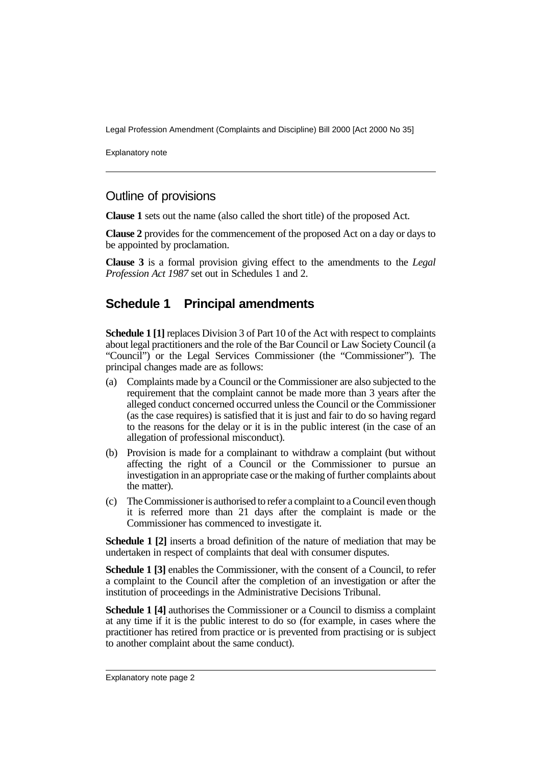## Outline of provisions

**Clause 1** sets out the name (also called the short title) of the proposed Act.

**Clause 2** provides for the commencement of the proposed Act on a day or days to be appointed by proclamation.

**Clause 3** is a formal provision giving effect to the amendments to the *Legal Profession Act 1987* set out in Schedules 1 and 2.

## Schedule 1 Principal amendments

**Schedule 1 [1]** replaces Division 3 of Part 10 of the Act with respect to complaints about legal practitioners and the role of the Bar Council or Law Society Council (a "Council") or the Legal Services Commissioner (the "Commissioner"). The principal changes made are as follows:

(a) Complaints made by a Council or the Commissioner are also subjected to the requirement that the complaint cannot be made more than 3 years after the alleged conduct concerned occurred unless the Council or the Commissioner (as the case requires) is satisfied that it is just and fair to do so having regard to the reasons for the delay or it is in the public interest (in the case of an allegation of professional misconduct).

(b) Provision is made for a complainant to withdraw a complaint (but without affecting the right of a Council or the Commissioner to pursue an investigation in an appropriate case or the making of further complaints about the matter).

(c) The Commissioner is authorised to refer a complaint to a Council even though it is referred more than 21 days after the complaint is made or the Commissioner has commenced to investigate it.

**Schedule 1 [2]** inserts a broad definition of the nature of mediation that may be undertaken in respect of complaints that deal with consumer disputes.

**Schedule 1 [3]** enables the Commissioner, with the consent of a Council, to refer a complaint to the Council after the completion of an investigation or after the institution of proceedings in the Administrative Decisions Tribunal.

**Schedule 1 [4]** authorises the Commissioner or a Council to dismiss a complaint at any time if it is the public interest to do so (for example, in cases where the practitioner has retired from practice or is prevented from practising or is subject to another complaint about the same conduct).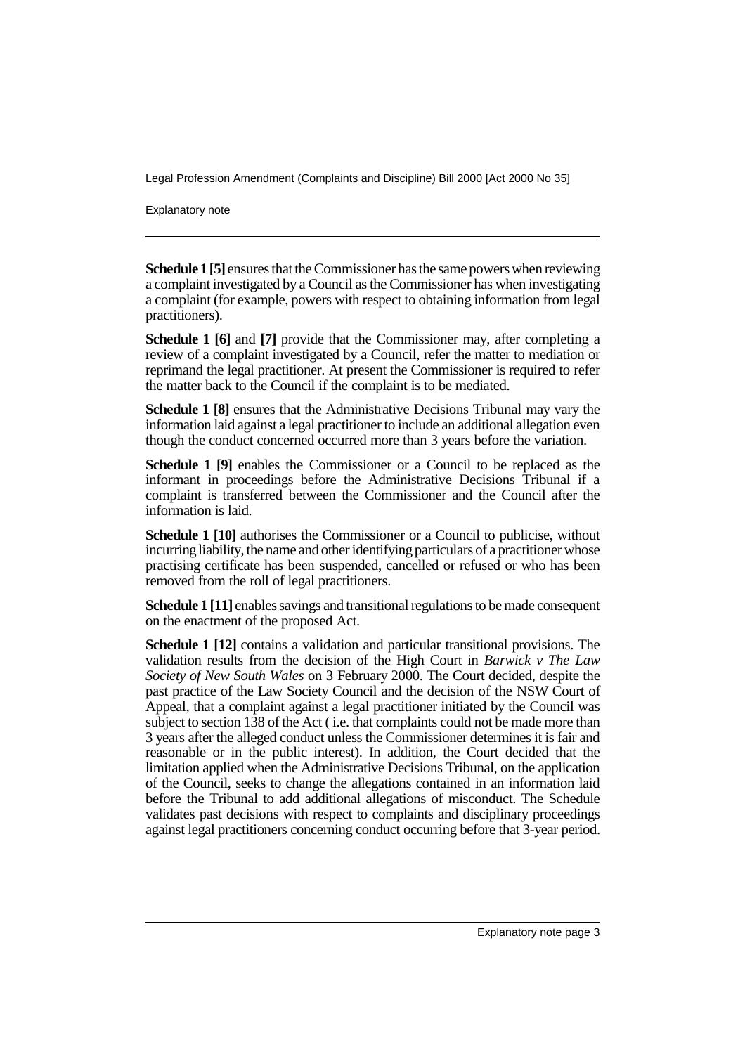**Schedule 1 [5]** ensures that the Commissioner has the same powers when reviewing a complaint investigated by a Council as the Commissioner has when investigating a complaint (for example, powers with respect to obtaining information from legal practitioners).

**Schedule 1 [6]** and **[7]** provide that the Commissioner may, after completing a review of a complaint investigated by a Council, refer the matter to mediation or reprimand the legal practitioner. At present the Commissioner is required to refer the matter back to the Council if the complaint is to be mediated.

**Schedule 1 [8]** ensures that the Administrative Decisions Tribunal may vary the information laid against a legal practitioner to include an additional allegation even though the conduct concerned occurred more than 3 years before the variation.

**Schedule 1 [9]** enables the Commissioner or a Council to be replaced as the informant in proceedings before the Administrative Decisions Tribunal if a complaint is transferred between the Commissioner and the Council after the information is laid.

**Schedule 1 [10]** authorises the Commissioner or a Council to publicise, without incurring liability, the name and other identifying particulars of a practitioner whose practising certificate has been suspended, cancelled or refused or who has been removed from the roll of legal practitioners.

**Schedule 1 [11]** enables savings and transitional regulations to be made consequent on the enactment of the proposed Act.

**Schedule 1 [12]** contains a validation and particular transitional provisions. The validation results from the decision of the High Court in *Barwick v The Law Society of New South Wales* on 3 February 2000. The Court decided, despite the past practice of the Law Society Council and the decision of the NSW Court of Appeal, that a complaint against a legal practitioner initiated by the Council was subject to section 138 of the Act ( i.e. that complaints could not be made more than 3 years after the alleged conduct unless the Commissioner determines it is fair and reasonable or in the public interest). In addition, the Court decided that the limitation applied when the Administrative Decisions Tribunal, on the application of the Council, seeks to change the allegations contained in an information laid before the Tribunal to add additional allegations of misconduct. The Schedule validates past decisions with respect to complaints and disciplinary proceedings against legal practitioners concerning conduct occurring before that 3-year period.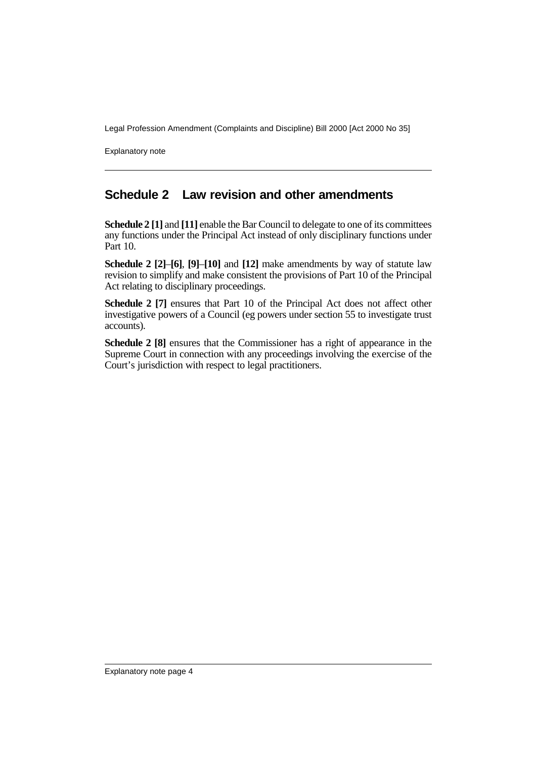## Schedule 2 Law revision and other amendments

**Schedule 2 [1]** and **[11]** enable the Bar Council to delegate to one of its committees any functions under the Principal Act instead of only disciplinary functions under Part 10.

**Schedule 2 [2]**–**[6]**, **[9]**–**[10]** and **[12]** make amendments by way of statute law revision to simplify and make consistent the provisions of Part 10 of the Principal Act relating to disciplinary proceedings.

**Schedule 2 [7]** ensures that Part 10 of the Principal Act does not affect other investigative powers of a Council (eg powers under section 55 to investigate trust accounts).

**Schedule 2 [8]** ensures that the Commissioner has a right of appearance in the Supreme Court in connection with any proceedings involving the exercise of the Court's jurisdiction with respect to legal practitioners.